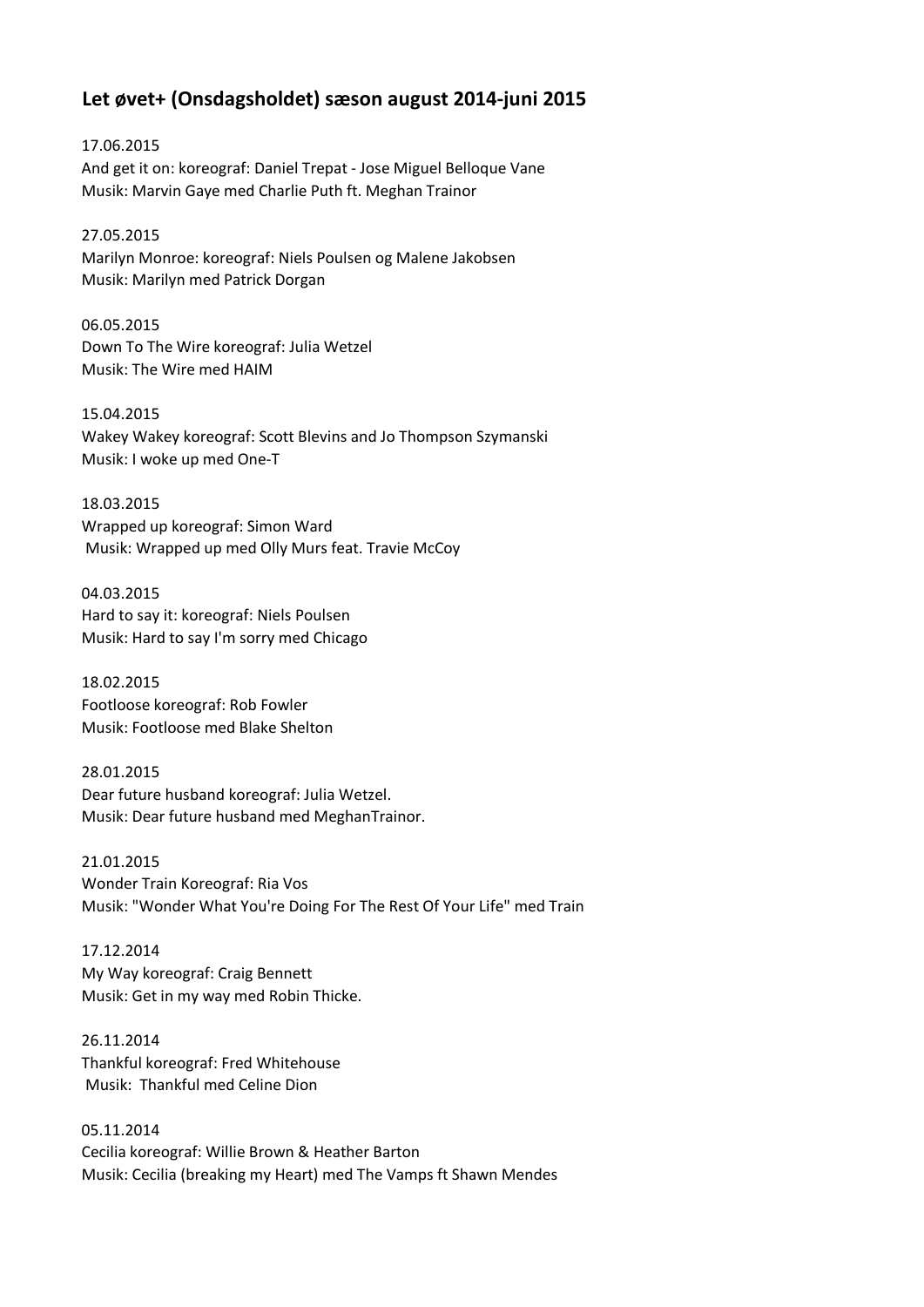## Let øvet+ (Onsdagsholdet) sæson august 2014-juni 2015

17.06.2015
And get it on: koreograf: Daniel Trepat - Jose Miguel Belloque Vane
Musik: Marvin Gaye med Charlie Puth ft. Meghan Trainor

27.05.2015
Marilyn Monroe: koreograf: Niels Poulsen og Malene Jakobsen
Musik: Marilyn med Patrick Dorgan

06.05.2015
Down To The Wire koreograf: Julia Wetzel
Musik: The Wire med HAIM

15.04.2015
Wakey Wakey koreograf: Scott Blevins and Jo Thompson Szymanski
Musik: I woke up med One-T

18.03.2015
Wrapped up koreograf: Simon Ward
Musik: Wrapped up med Olly Murs feat. Travie McCoy

04.03.2015
Hard to say it: koreograf: Niels Poulsen
Musik: Hard to say I'm sorry med Chicago

18.02.2015
Footloose koreograf: Rob Fowler
Musik: Footloose med Blake Shelton

28.01.2015
Dear future husband koreograf: Julia Wetzel.
Musik: Dear future husband med MeghanTrainor.

21.01.2015
Wonder Train Koreograf: Ria Vos
Musik: "Wonder What You're Doing For The Rest Of Your Life" med Train

17.12.2014
My Way koreograf: Craig Bennett
Musik: Get in my way med Robin Thicke.

26.11.2014
Thankful koreograf: Fred Whitehouse
Musik: Thankful med Celine Dion

05.11.2014
Cecilia koreograf: Willie Brown & Heather Barton
Musik: Cecilia (breaking my Heart) med The Vamps ft Shawn Mendes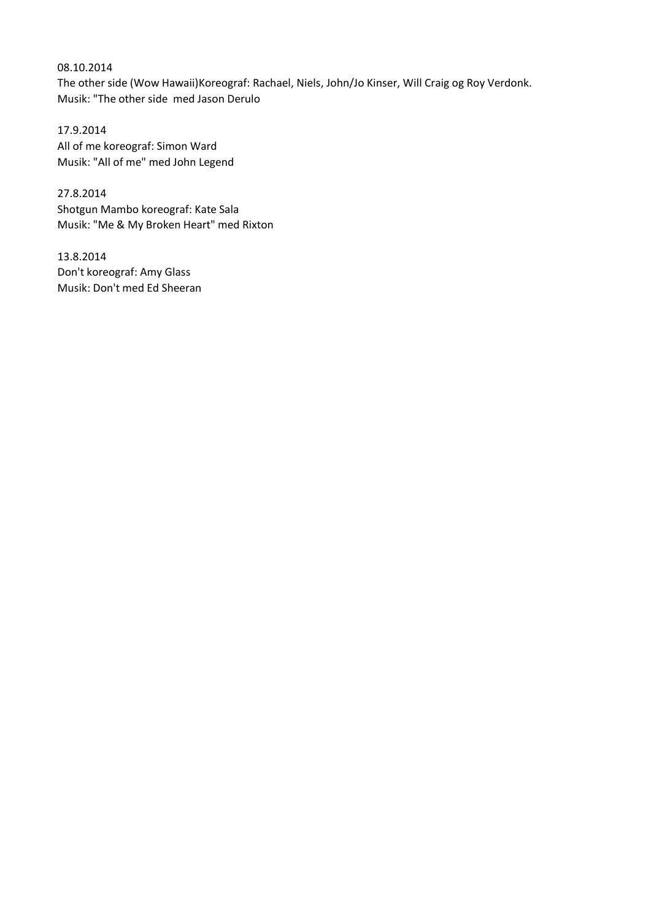08.10.2014
The other side (Wow Hawaii)Koreograf: Rachael, Niels, John/Jo Kinser, Will Craig og Roy Verdonk.
Musik: "The other side  med Jason Derulo

17.9.2014
All of me koreograf: Simon Ward
Musik: "All of me" med John Legend

27.8.2014
Shotgun Mambo koreograf: Kate Sala
Musik: "Me & My Broken Heart" med Rixton

13.8.2014
Don't koreograf: Amy Glass
Musik: Don't med Ed Sheeran